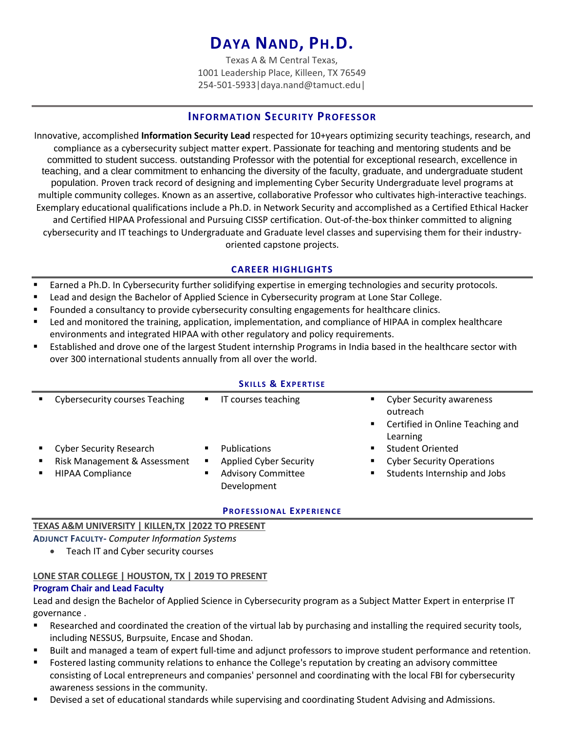# DAYA NAND, PH.D.

Texas A & M Central Texas,
1001 Leadership Place, Killeen, TX 76549
254-501-5933|daya.nand@tamuct.edu|

## INFORMATION SECURITY PROFESSOR

Innovative, accomplished **Information Security Lead** respected for 10+years optimizing security teachings, research, and compliance as a cybersecurity subject matter expert. Passionate for teaching and mentoring students and be committed to student success. outstanding Professor with the potential for exceptional research, excellence in teaching, and a clear commitment to enhancing the diversity of the faculty, graduate, and undergraduate student population. Proven track record of designing and implementing Cyber Security Undergraduate level programs at multiple community colleges. Known as an assertive, collaborative Professor who cultivates high-interactive teachings. Exemplary educational qualifications include a Ph.D. in Network Security and accomplished as a Certified Ethical Hacker and Certified HIPAA Professional and Pursuing CISSP certification. Out-of-the-box thinker committed to aligning cybersecurity and IT teachings to Undergraduate and Graduate level classes and supervising them for their industry-oriented capstone projects.

## CAREER HIGHLIGHTS

- Earned a Ph.D. In Cybersecurity further solidifying expertise in emerging technologies and security protocols.
- Lead and design the Bachelor of Applied Science in Cybersecurity program at Lone Star College.
- Founded a consultancy to provide cybersecurity consulting engagements for healthcare clinics.
- Led and monitored the training, application, implementation, and compliance of HIPAA in complex healthcare environments and integrated HIPAA with other regulatory and policy requirements.
- Established and drove one of the largest Student internship Programs in India based in the healthcare sector with over 300 international students annually from all over the world.

## SKILLS & EXPERTISE

- Cybersecurity courses Teaching
- IT courses teaching
- Cyber Security awareness outreach
- Certified in Online Teaching and Learning
- Cyber Security Research
- Publications
- Student Oriented
- Risk Management & Assessment
- Applied Cyber Security
- Cyber Security Operations
- HIPAA Compliance
- Advisory Committee Development
- Students Internship and Jobs

## PROFESSIONAL EXPERIENCE

**TEXAS A&M UNIVERSITY | KILLEN,TX |2022 TO PRESENT**

**ADJUNCT FACULTY-** *Computer Information Systems*

- Teach IT and Cyber security courses

**LONE STAR COLLEGE | HOUSTON, TX | 2019 TO PRESENT**

**Program Chair and Lead Faculty**

Lead and design the Bachelor of Applied Science in Cybersecurity program as a Subject Matter Expert in enterprise IT governance .

- Researched and coordinated the creation of the virtual lab by purchasing and installing the required security tools, including NESSUS, Burpsuite, Encase and Shodan.
- Built and managed a team of expert full-time and adjunct professors to improve student performance and retention.
- Fostered lasting community relations to enhance the College's reputation by creating an advisory committee consisting of Local entrepreneurs and companies' personnel and coordinating with the local FBI for cybersecurity awareness sessions in the community.
- Devised a set of educational standards while supervising and coordinating Student Advising and Admissions.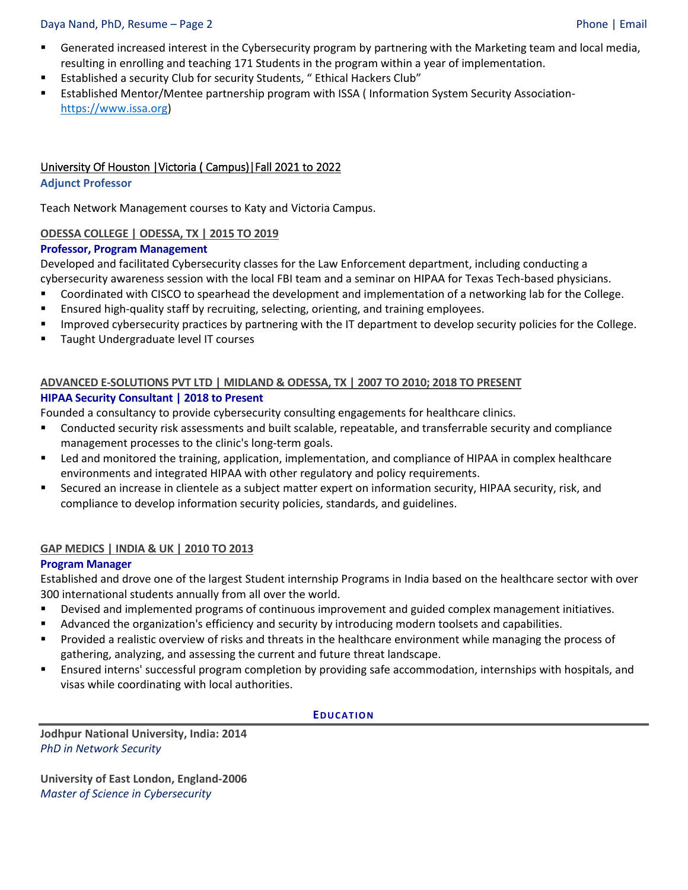- Generated increased interest in the Cybersecurity program by partnering with the Marketing team and local media, resulting in enrolling and teaching 171 Students in the program within a year of implementation.
- Established a security Club for security Students, " Ethical Hackers Club"
- Established Mentor/Mentee partnership program with ISSA ( Information System Security Association- [https://www.issa.org](https://www.issa.org))

University Of Houston |Victoria ( Campus)|Fall 2021 to 2022

**Adjunct Professor**

Teach Network Management courses to Katy and Victoria Campus.

**ODESSA COLLEGE | ODESSA, TX | 2015 TO 2019**

**Professor, Program Management**

Developed and facilitated Cybersecurity classes for the Law Enforcement department, including conducting a cybersecurity awareness session with the local FBI team and a seminar on HIPAA for Texas Tech-based physicians.

- Coordinated with CISCO to spearhead the development and implementation of a networking lab for the College.
- Ensured high-quality staff by recruiting, selecting, orienting, and training employees.
- Improved cybersecurity practices by partnering with the IT department to develop security policies for the College.
- Taught Undergraduate level IT courses

**ADVANCED E-SOLUTIONS PVT LTD | MIDLAND & ODESSA, TX | 2007 TO 2010; 2018 TO PRESENT**

**HIPAA Security Consultant | 2018 to Present**

Founded a consultancy to provide cybersecurity consulting engagements for healthcare clinics.

- Conducted security risk assessments and built scalable, repeatable, and transferrable security and compliance management processes to the clinic's long-term goals.
- Led and monitored the training, application, implementation, and compliance of HIPAA in complex healthcare environments and integrated HIPAA with other regulatory and policy requirements.
- Secured an increase in clientele as a subject matter expert on information security, HIPAA security, risk, and compliance to develop information security policies, standards, and guidelines.

**GAP MEDICS | INDIA & UK | 2010 TO 2013**

**Program Manager**

Established and drove one of the largest Student internship Programs in India based on the healthcare sector with over 300 international students annually from all over the world.

- Devised and implemented programs of continuous improvement and guided complex management initiatives.
- Advanced the organization's efficiency and security by introducing modern toolsets and capabilities.
- Provided a realistic overview of risks and threats in the healthcare environment while managing the process of gathering, analyzing, and assessing the current and future threat landscape.
- Ensured interns' successful program completion by providing safe accommodation, internships with hospitals, and visas while coordinating with local authorities.

## EDUCATION

**Jodhpur National University, India: 2014**
*PhD in Network Security*

**University of East London, England-2006**
*Master of Science in Cybersecurity*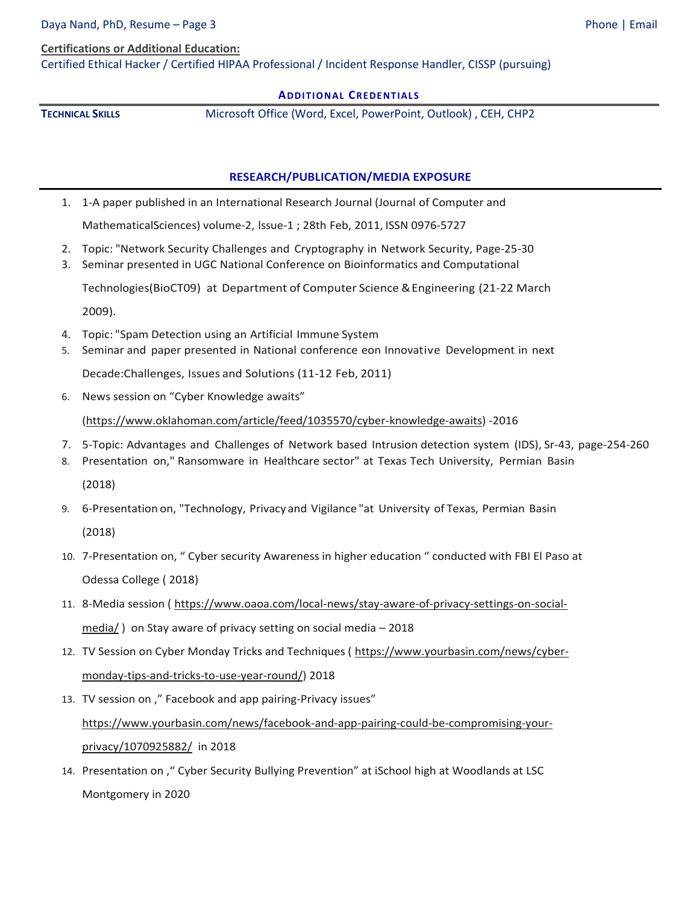**Certifications or Additional Education:**
Certified Ethical Hacker / Certified HIPAA Professional / Incident Response Handler, CISSP (pursuing)

## ADDITIONAL CREDENTIALS

**TECHNICAL SKILLS** Microsoft Office (Word, Excel, PowerPoint, Outlook) , CEH, CHP2

## RESEARCH/PUBLICATION/MEDIA EXPOSURE

1. 1-A paper published in an International Research Journal (Journal of Computer and MathematicalSciences) volume-2, Issue-1 ; 28th Feb, 2011, ISSN 0976-5727
2. Topic: "Network Security Challenges and Cryptography in Network Security, Page-25-30
3. Seminar presented in UGC National Conference on Bioinformatics and Computational Technologies(BioCT09) at Department of Computer Science & Engineering (21-22 March 2009).
4. Topic: "Spam Detection using an Artificial Immune System
5. Seminar and paper presented in National conference eon Innovative Development in next Decade:Challenges, Issues and Solutions (11-12 Feb, 2011)
6. News session on "Cyber Knowledge awaits" (https://www.oklahoman.com/article/feed/1035570/cyber-knowledge-awaits) -2016
7. 5-Topic: Advantages and Challenges of Network based Intrusion detection system (IDS), Sr-43, page-254-260
8. Presentation on," Ransomware in Healthcare sector" at Texas Tech University, Permian Basin (2018)
9. 6-Presentation on, "Technology, Privacy and Vigilance "at University of Texas, Permian Basin (2018)
10. 7-Presentation on, " Cyber security Awareness in higher education " conducted with FBI El Paso at Odessa College ( 2018)
11. 8-Media session ( https://www.oaoa.com/local-news/stay-aware-of-privacy-settings-on-social-media/ ) on Stay aware of privacy setting on social media – 2018
12. TV Session on Cyber Monday Tricks and Techniques ( https://www.yourbasin.com/news/cyber-monday-tips-and-tricks-to-use-year-round/) 2018
13. TV session on ," Facebook and app pairing-Privacy issues" https://www.yourbasin.com/news/facebook-and-app-pairing-could-be-compromising-your-privacy/1070925882/ in 2018
14. Presentation on ," Cyber Security Bullying Prevention" at iSchool high at Woodlands at LSC Montgomery in 2020